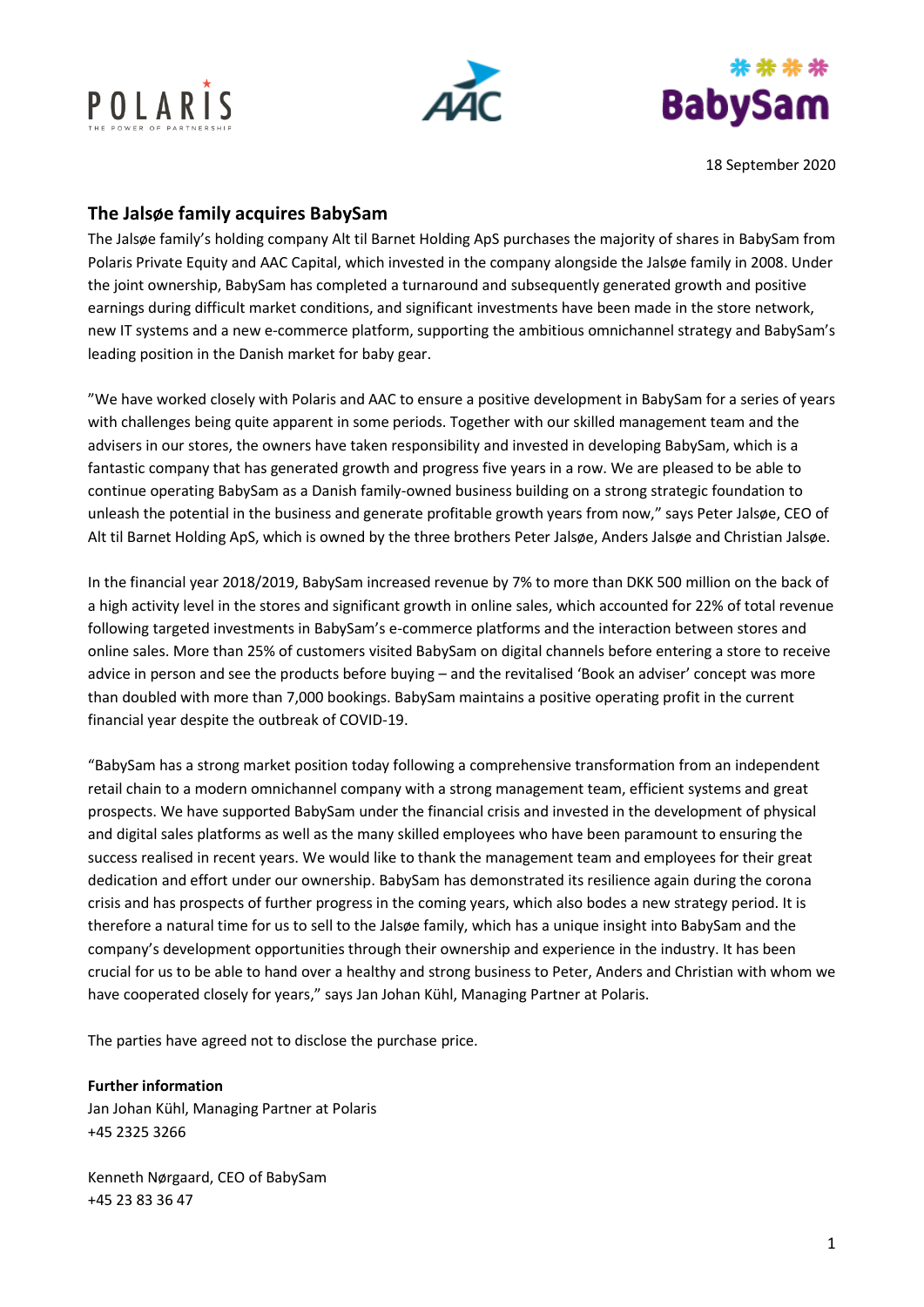18 September 2020

## The Jalsøe family acquires BabySam

The Jalsøe family's holding company Alt til Barnet Holding ApS purchases the majority of shares in BabySam from Polaris Private Equity and AAC Capital, which invested in the company alongside the Jalsøe family in 2008. Under the joint ownership, BabySam has completed a turnaround and subsequently generated growth and positive earnings during difficult market conditions, and significant investments have been made in the store network, new IT systems and a new e-commerce platform, supporting the ambitious omnichannel strategy and BabySam's leading position in the Danish market for baby gear.

"We have worked closely with Polaris and AAC to ensure a positive development in BabySam for a series of years with challenges being quite apparent in some periods. Together with our skilled management team and the advisers in our stores, the owners have taken responsibility and invested in developing BabySam, which is a fantastic company that has generated growth and progress five years in a row. We are pleased to be able to continue operating BabySam as a Danish family-owned business building on a strong strategic foundation to unleash the potential in the business and generate profitable growth years from now," says Peter Jalsøe, CEO of Alt til Barnet Holding ApS, which is owned by the three brothers Peter Jalsøe, Anders Jalsøe and Christian Jalsøe.

In the financial year 2018/2019, BabySam increased revenue by 7% to more than DKK 500 million on the back of a high activity level in the stores and significant growth in online sales, which accounted for 22% of total revenue following targeted investments in BabySam's e-commerce platforms and the interaction between stores and online sales. More than 25% of customers visited BabySam on digital channels before entering a store to receive advice in person and see the products before buying – and the revitalised 'Book an adviser' concept was more than doubled with more than 7,000 bookings. BabySam maintains a positive operating profit in the current financial year despite the outbreak of COVID-19.

"BabySam has a strong market position today following a comprehensive transformation from an independent retail chain to a modern omnichannel company with a strong management team, efficient systems and great prospects. We have supported BabySam under the financial crisis and invested in the development of physical and digital sales platforms as well as the many skilled employees who have been paramount to ensuring the success realised in recent years. We would like to thank the management team and employees for their great dedication and effort under our ownership. BabySam has demonstrated its resilience again during the corona crisis and has prospects of further progress in the coming years, which also bodes a new strategy period. It is therefore a natural time for us to sell to the Jalsøe family, which has a unique insight into BabySam and the company's development opportunities through their ownership and experience in the industry. It has been crucial for us to be able to hand over a healthy and strong business to Peter, Anders and Christian with whom we have cooperated closely for years," says Jan Johan Kühl, Managing Partner at Polaris.

The parties have agreed not to disclose the purchase price.

**Further information**
Jan Johan Kühl, Managing Partner at Polaris
+45 2325 3266

Kenneth Nørgaard, CEO of BabySam
+45 23 83 36 47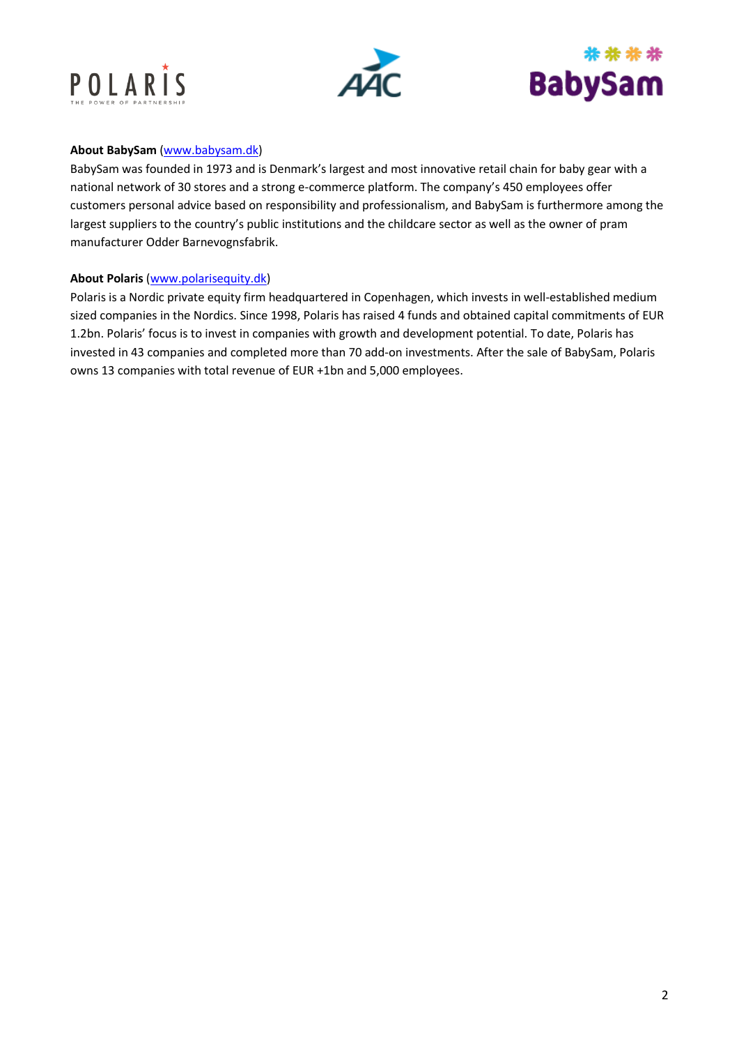**About BabySam** (www.babysam.dk)
BabySam was founded in 1973 and is Denmark's largest and most innovative retail chain for baby gear with a national network of 30 stores and a strong e-commerce platform. The company's 450 employees offer customers personal advice based on responsibility and professionalism, and BabySam is furthermore among the largest suppliers to the country's public institutions and the childcare sector as well as the owner of pram manufacturer Odder Barnevognsfabrik.

**About Polaris** (www.polarisequity.dk)
Polaris is a Nordic private equity firm headquartered in Copenhagen, which invests in well-established medium sized companies in the Nordics. Since 1998, Polaris has raised 4 funds and obtained capital commitments of EUR 1.2bn. Polaris' focus is to invest in companies with growth and development potential. To date, Polaris has invested in 43 companies and completed more than 70 add-on investments. After the sale of BabySam, Polaris owns 13 companies with total revenue of EUR +1bn and 5,000 employees.